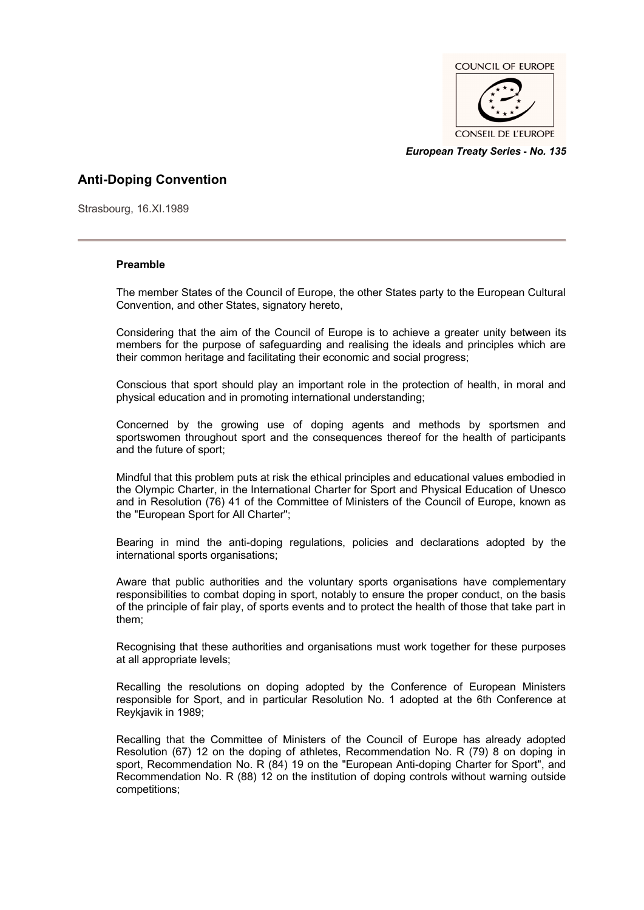COUNCIL OF EUROPE

CONSEIL DE L'EUROPE

*European Treaty Series - No. 135*

# Anti-Doping Convention

Strasbourg, 16.XI.1989

---

**Preamble**

The member States of the Council of Europe, the other States party to the European Cultural Convention, and other States, signatory hereto,

Considering that the aim of the Council of Europe is to achieve a greater unity between its members for the purpose of safeguarding and realising the ideals and principles which are their common heritage and facilitating their economic and social progress;

Conscious that sport should play an important role in the protection of health, in moral and physical education and in promoting international understanding;

Concerned by the growing use of doping agents and methods by sportsmen and sportswomen throughout sport and the consequences thereof for the health of participants and the future of sport;

Mindful that this problem puts at risk the ethical principles and educational values embodied in the Olympic Charter, in the International Charter for Sport and Physical Education of Unesco and in Resolution (76) 41 of the Committee of Ministers of the Council of Europe, known as the "European Sport for All Charter";

Bearing in mind the anti-doping regulations, policies and declarations adopted by the international sports organisations;

Aware that public authorities and the voluntary sports organisations have complementary responsibilities to combat doping in sport, notably to ensure the proper conduct, on the basis of the principle of fair play, of sports events and to protect the health of those that take part in them;

Recognising that these authorities and organisations must work together for these purposes at all appropriate levels;

Recalling the resolutions on doping adopted by the Conference of European Ministers responsible for Sport, and in particular Resolution No. 1 adopted at the 6th Conference at Reykjavik in 1989;

Recalling that the Committee of Ministers of the Council of Europe has already adopted Resolution (67) 12 on the doping of athletes, Recommendation No. R (79) 8 on doping in sport, Recommendation No. R (84) 19 on the "European Anti-doping Charter for Sport", and Recommendation No. R (88) 12 on the institution of doping controls without warning outside competitions;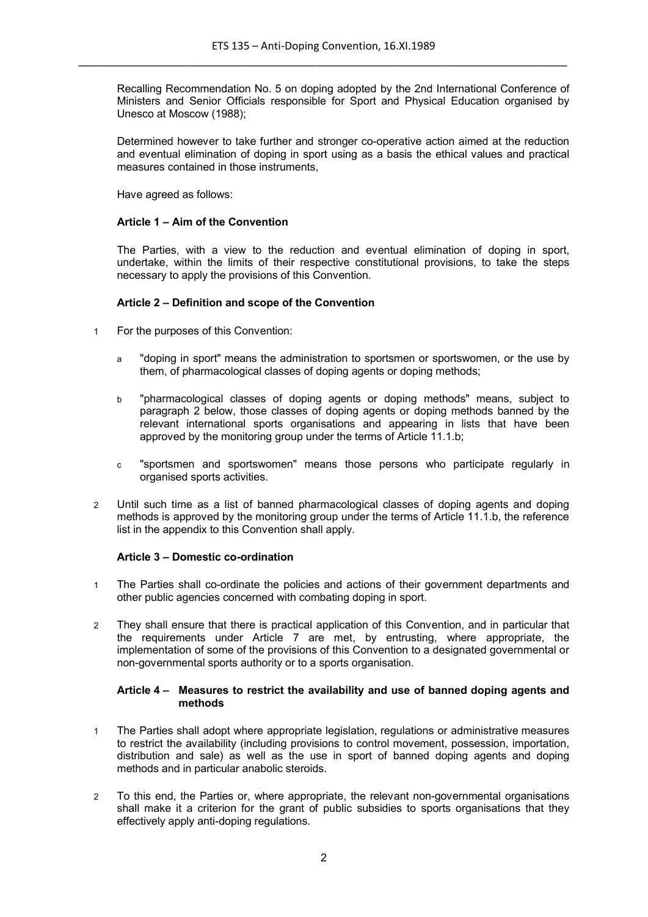Recalling Recommendation No. 5 on doping adopted by the 2nd International Conference of Ministers and Senior Officials responsible for Sport and Physical Education organised by Unesco at Moscow (1988);

Determined however to take further and stronger co-operative action aimed at the reduction and eventual elimination of doping in sport using as a basis the ethical values and practical measures contained in those instruments,

Have agreed as follows:

**Article 1 – Aim of the Convention**

The Parties, with a view to the reduction and eventual elimination of doping in sport, undertake, within the limits of their respective constitutional provisions, to take the steps necessary to apply the provisions of this Convention.

**Article 2 – Definition and scope of the Convention**

1 For the purposes of this Convention:

a "doping in sport" means the administration to sportsmen or sportswomen, or the use by them, of pharmacological classes of doping agents or doping methods;

b "pharmacological classes of doping agents or doping methods" means, subject to paragraph 2 below, those classes of doping agents or doping methods banned by the relevant international sports organisations and appearing in lists that have been approved by the monitoring group under the terms of Article 11.1.b;

c "sportsmen and sportswomen" means those persons who participate regularly in organised sports activities.

2 Until such time as a list of banned pharmacological classes of doping agents and doping methods is approved by the monitoring group under the terms of Article 11.1.b, the reference list in the appendix to this Convention shall apply.

**Article 3 – Domestic co-ordination**

1 The Parties shall co-ordinate the policies and actions of their government departments and other public agencies concerned with combating doping in sport.

2 They shall ensure that there is practical application of this Convention, and in particular that the requirements under Article 7 are met, by entrusting, where appropriate, the implementation of some of the provisions of this Convention to a designated governmental or non-governmental sports authority or to a sports organisation.

**Article 4 – Measures to restrict the availability and use of banned doping agents and methods**

1 The Parties shall adopt where appropriate legislation, regulations or administrative measures to restrict the availability (including provisions to control movement, possession, importation, distribution and sale) as well as the use in sport of banned doping agents and doping methods and in particular anabolic steroids.

2 To this end, the Parties or, where appropriate, the relevant non-governmental organisations shall make it a criterion for the grant of public subsidies to sports organisations that they effectively apply anti-doping regulations.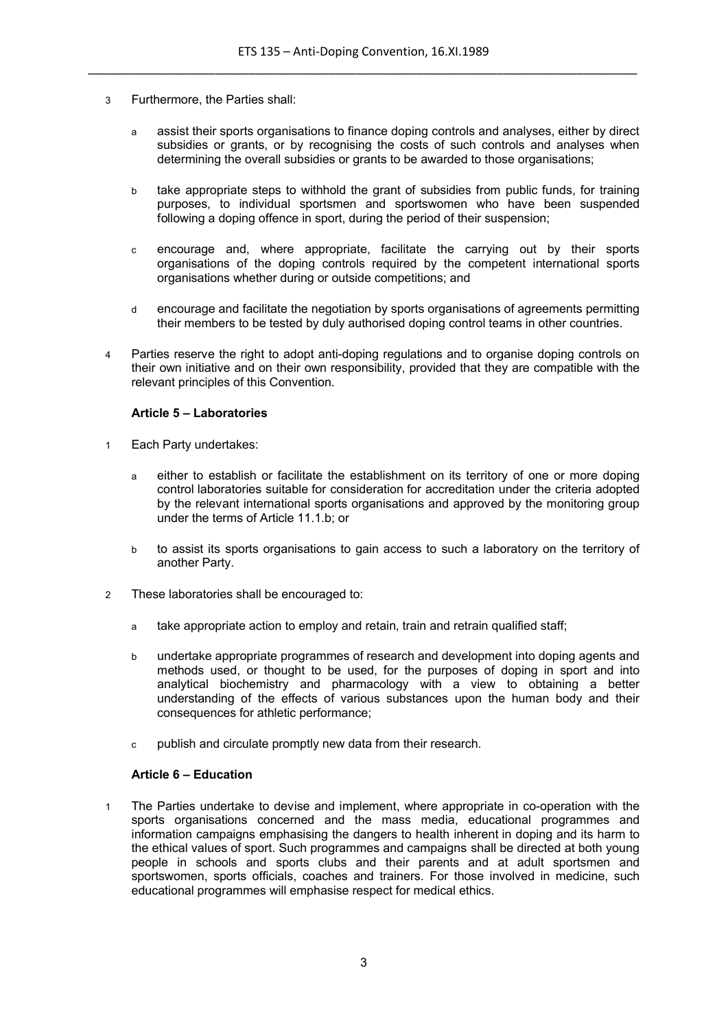3 Furthermore, the Parties shall:

  a assist their sports organisations to finance doping controls and analyses, either by direct subsidies or grants, or by recognising the costs of such controls and analyses when determining the overall subsidies or grants to be awarded to those organisations;

  b take appropriate steps to withhold the grant of subsidies from public funds, for training purposes, to individual sportsmen and sportswomen who have been suspended following a doping offence in sport, during the period of their suspension;

  c encourage and, where appropriate, facilitate the carrying out by their sports organisations of the doping controls required by the competent international sports organisations whether during or outside competitions; and

  d encourage and facilitate the negotiation by sports organisations of agreements permitting their members to be tested by duly authorised doping control teams in other countries.

4 Parties reserve the right to adopt anti-doping regulations and to organise doping controls on their own initiative and on their own responsibility, provided that they are compatible with the relevant principles of this Convention.

**Article 5 – Laboratories**

1 Each Party undertakes:

  a either to establish or facilitate the establishment on its territory of one or more doping control laboratories suitable for consideration for accreditation under the criteria adopted by the relevant international sports organisations and approved by the monitoring group under the terms of Article 11.1.b; or

  b to assist its sports organisations to gain access to such a laboratory on the territory of another Party.

2 These laboratories shall be encouraged to:

  a take appropriate action to employ and retain, train and retrain qualified staff;

  b undertake appropriate programmes of research and development into doping agents and methods used, or thought to be used, for the purposes of doping in sport and into analytical biochemistry and pharmacology with a view to obtaining a better understanding of the effects of various substances upon the human body and their consequences for athletic performance;

  c publish and circulate promptly new data from their research.

**Article 6 – Education**

1 The Parties undertake to devise and implement, where appropriate in co-operation with the sports organisations concerned and the mass media, educational programmes and information campaigns emphasising the dangers to health inherent in doping and its harm to the ethical values of sport. Such programmes and campaigns shall be directed at both young people in schools and sports clubs and their parents and at adult sportsmen and sportswomen, sports officials, coaches and trainers. For those involved in medicine, such educational programmes will emphasise respect for medical ethics.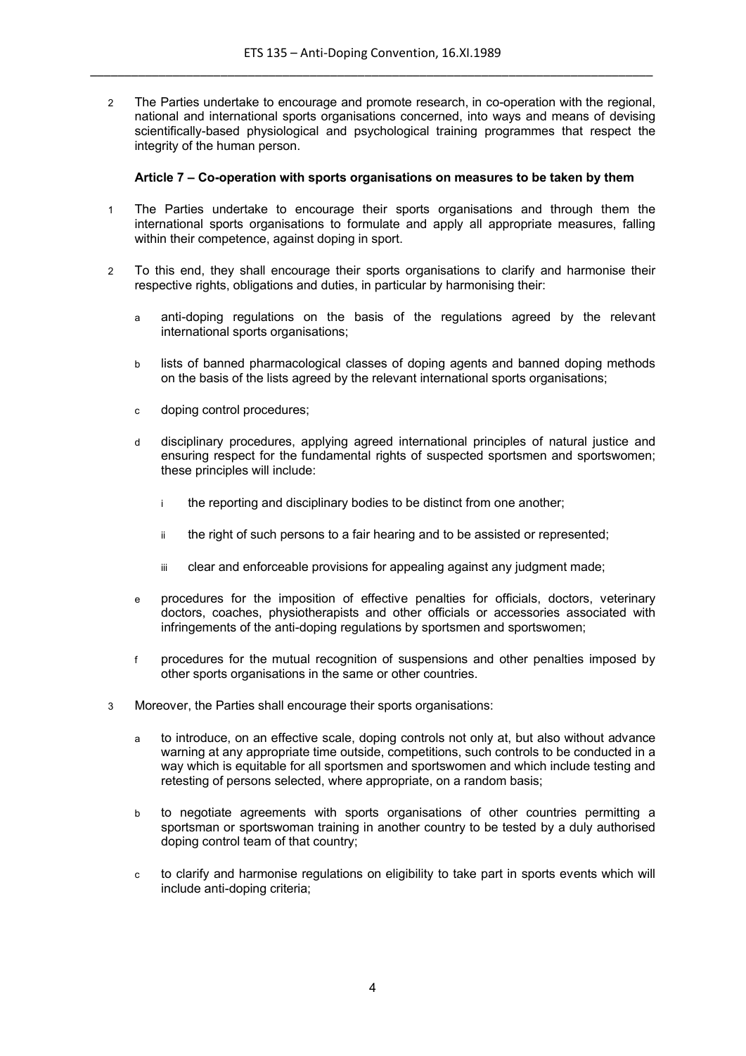2 The Parties undertake to encourage and promote research, in co-operation with the regional, national and international sports organisations concerned, into ways and means of devising scientifically-based physiological and psychological training programmes that respect the integrity of the human person.

**Article 7 – Co-operation with sports organisations on measures to be taken by them**

1 The Parties undertake to encourage their sports organisations and through them the international sports organisations to formulate and apply all appropriate measures, falling within their competence, against doping in sport.

2 To this end, they shall encourage their sports organisations to clarify and harmonise their respective rights, obligations and duties, in particular by harmonising their:

a anti-doping regulations on the basis of the regulations agreed by the relevant international sports organisations;

b lists of banned pharmacological classes of doping agents and banned doping methods on the basis of the lists agreed by the relevant international sports organisations;

c doping control procedures;

d disciplinary procedures, applying agreed international principles of natural justice and ensuring respect for the fundamental rights of suspected sportsmen and sportswomen; these principles will include:

i the reporting and disciplinary bodies to be distinct from one another;

ii the right of such persons to a fair hearing and to be assisted or represented;

iii clear and enforceable provisions for appealing against any judgment made;

e procedures for the imposition of effective penalties for officials, doctors, veterinary doctors, coaches, physiotherapists and other officials or accessories associated with infringements of the anti-doping regulations by sportsmen and sportswomen;

f procedures for the mutual recognition of suspensions and other penalties imposed by other sports organisations in the same or other countries.

3 Moreover, the Parties shall encourage their sports organisations:

a to introduce, on an effective scale, doping controls not only at, but also without advance warning at any appropriate time outside, competitions, such controls to be conducted in a way which is equitable for all sportsmen and sportswomen and which include testing and retesting of persons selected, where appropriate, on a random basis;

b to negotiate agreements with sports organisations of other countries permitting a sportsman or sportswoman training in another country to be tested by a duly authorised doping control team of that country;

c to clarify and harmonise regulations on eligibility to take part in sports events which will include anti-doping criteria;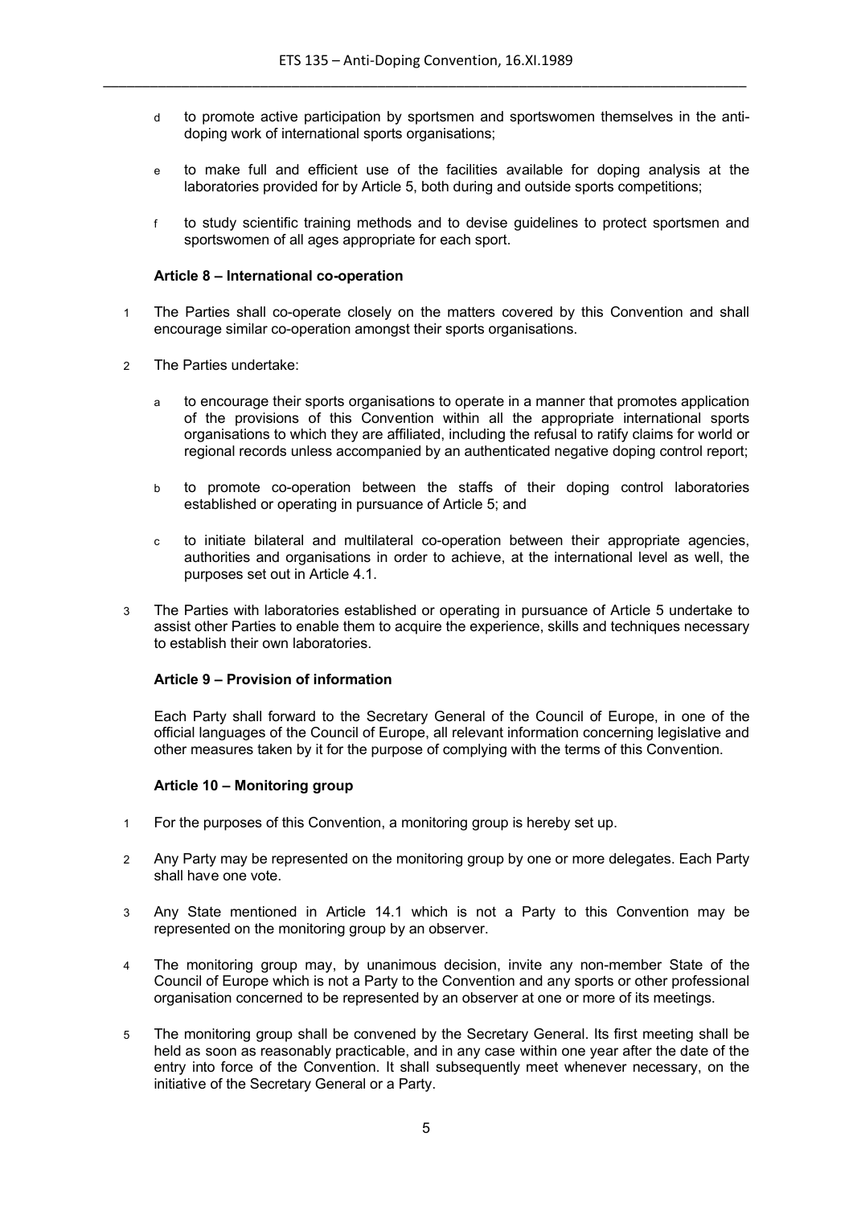d to promote active participation by sportsmen and sportswomen themselves in the anti-doping work of international sports organisations;

e to make full and efficient use of the facilities available for doping analysis at the laboratories provided for by Article 5, both during and outside sports competitions;

f to study scientific training methods and to devise guidelines to protect sportsmen and sportswomen of all ages appropriate for each sport.

**Article 8 – International co-operation**

1 The Parties shall co-operate closely on the matters covered by this Convention and shall encourage similar co-operation amongst their sports organisations.

2 The Parties undertake:

a to encourage their sports organisations to operate in a manner that promotes application of the provisions of this Convention within all the appropriate international sports organisations to which they are affiliated, including the refusal to ratify claims for world or regional records unless accompanied by an authenticated negative doping control report;

b to promote co-operation between the staffs of their doping control laboratories established or operating in pursuance of Article 5; and

c to initiate bilateral and multilateral co-operation between their appropriate agencies, authorities and organisations in order to achieve, at the international level as well, the purposes set out in Article 4.1.

3 The Parties with laboratories established or operating in pursuance of Article 5 undertake to assist other Parties to enable them to acquire the experience, skills and techniques necessary to establish their own laboratories.

**Article 9 – Provision of information**

Each Party shall forward to the Secretary General of the Council of Europe, in one of the official languages of the Council of Europe, all relevant information concerning legislative and other measures taken by it for the purpose of complying with the terms of this Convention.

**Article 10 – Monitoring group**

1 For the purposes of this Convention, a monitoring group is hereby set up.

2 Any Party may be represented on the monitoring group by one or more delegates. Each Party shall have one vote.

3 Any State mentioned in Article 14.1 which is not a Party to this Convention may be represented on the monitoring group by an observer.

4 The monitoring group may, by unanimous decision, invite any non-member State of the Council of Europe which is not a Party to the Convention and any sports or other professional organisation concerned to be represented by an observer at one or more of its meetings.

5 The monitoring group shall be convened by the Secretary General. Its first meeting shall be held as soon as reasonably practicable, and in any case within one year after the date of the entry into force of the Convention. It shall subsequently meet whenever necessary, on the initiative of the Secretary General or a Party.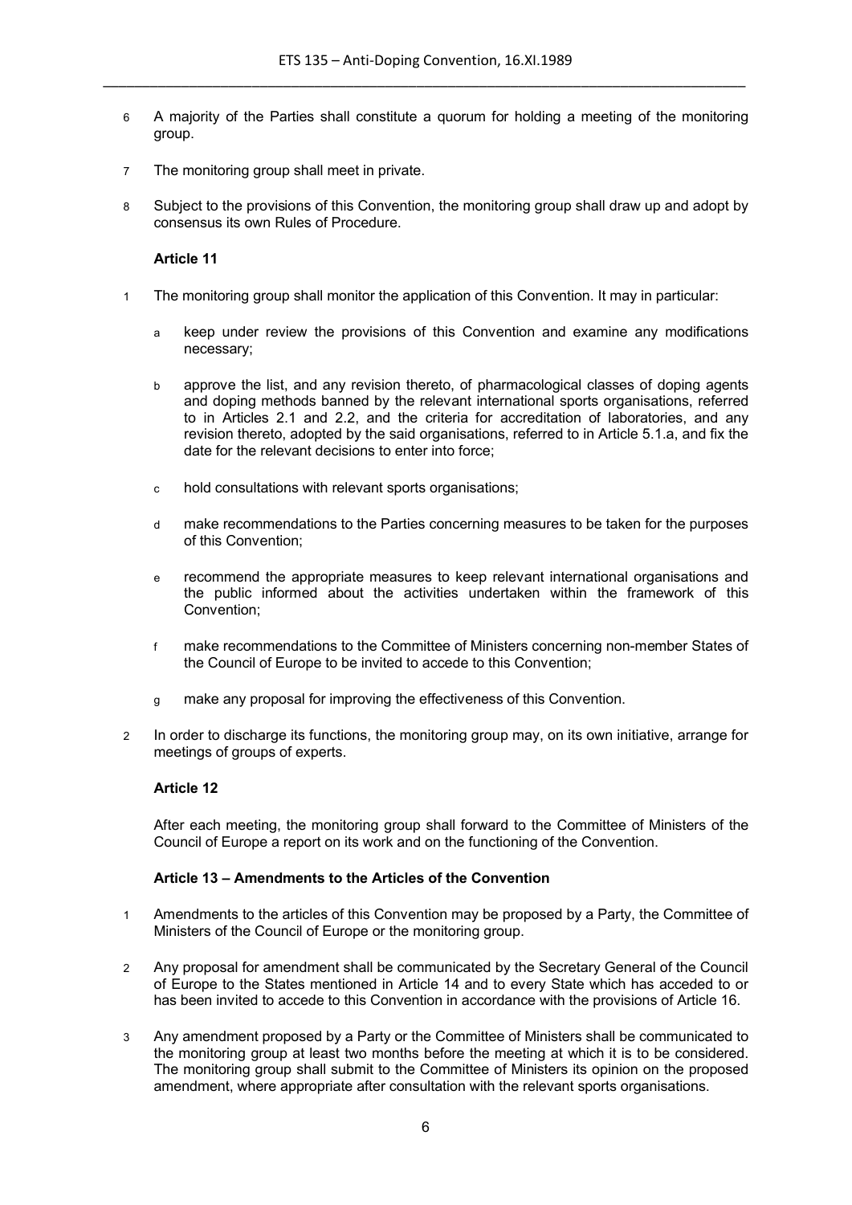6 A majority of the Parties shall constitute a quorum for holding a meeting of the monitoring group.

7 The monitoring group shall meet in private.

8 Subject to the provisions of this Convention, the monitoring group shall draw up and adopt by consensus its own Rules of Procedure.

**Article 11**

1 The monitoring group shall monitor the application of this Convention. It may in particular:

a keep under review the provisions of this Convention and examine any modifications necessary;

b approve the list, and any revision thereto, of pharmacological classes of doping agents and doping methods banned by the relevant international sports organisations, referred to in Articles 2.1 and 2.2, and the criteria for accreditation of laboratories, and any revision thereto, adopted by the said organisations, referred to in Article 5.1.a, and fix the date for the relevant decisions to enter into force;

c hold consultations with relevant sports organisations;

d make recommendations to the Parties concerning measures to be taken for the purposes of this Convention;

e recommend the appropriate measures to keep relevant international organisations and the public informed about the activities undertaken within the framework of this Convention;

f make recommendations to the Committee of Ministers concerning non-member States of the Council of Europe to be invited to accede to this Convention;

g make any proposal for improving the effectiveness of this Convention.

2 In order to discharge its functions, the monitoring group may, on its own initiative, arrange for meetings of groups of experts.

**Article 12**

After each meeting, the monitoring group shall forward to the Committee of Ministers of the Council of Europe a report on its work and on the functioning of the Convention.

**Article 13 – Amendments to the Articles of the Convention**

1 Amendments to the articles of this Convention may be proposed by a Party, the Committee of Ministers of the Council of Europe or the monitoring group.

2 Any proposal for amendment shall be communicated by the Secretary General of the Council of Europe to the States mentioned in Article 14 and to every State which has acceded to or has been invited to accede to this Convention in accordance with the provisions of Article 16.

3 Any amendment proposed by a Party or the Committee of Ministers shall be communicated to the monitoring group at least two months before the meeting at which it is to be considered. The monitoring group shall submit to the Committee of Ministers its opinion on the proposed amendment, where appropriate after consultation with the relevant sports organisations.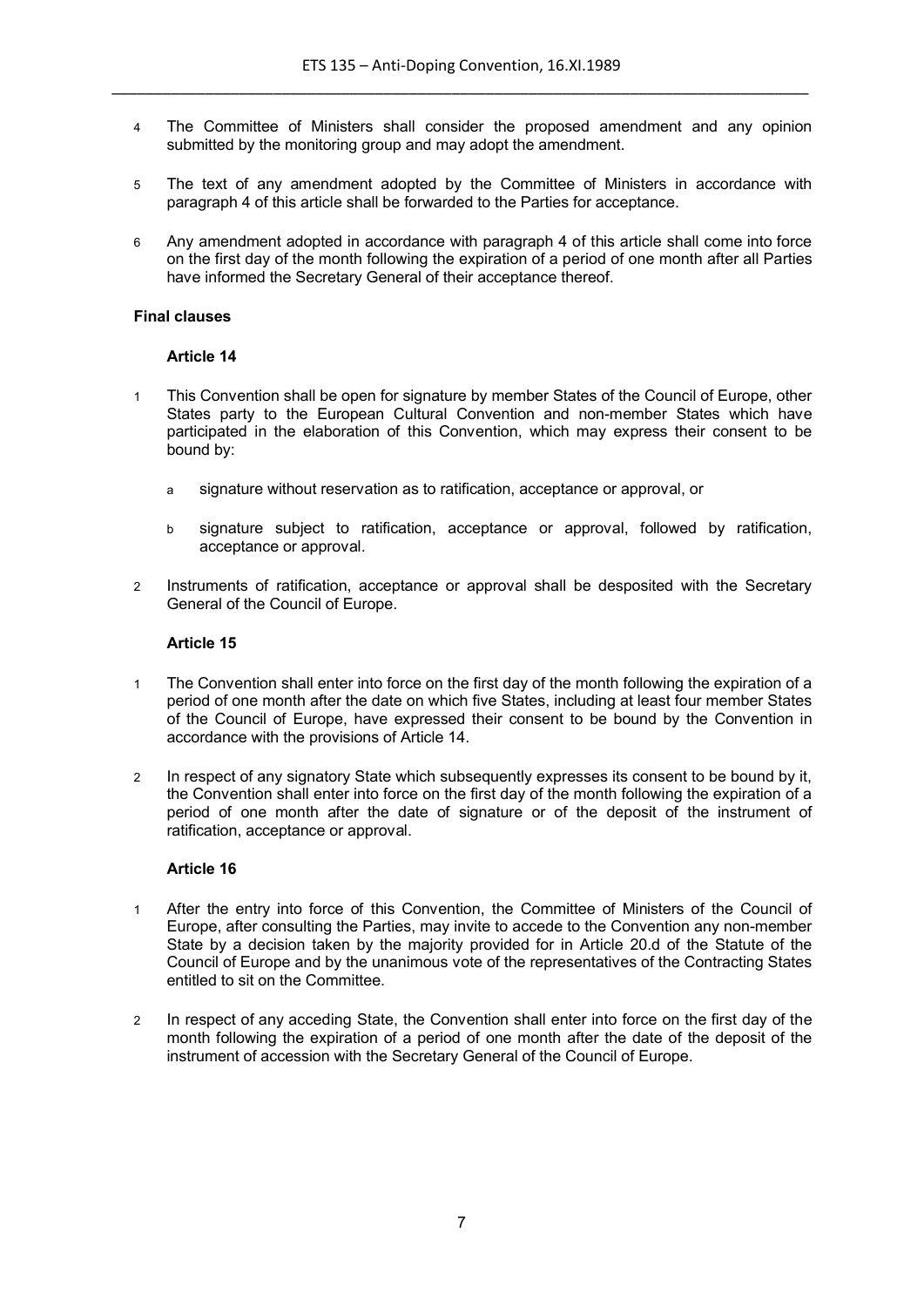4 The Committee of Ministers shall consider the proposed amendment and any opinion submitted by the monitoring group and may adopt the amendment.

5 The text of any amendment adopted by the Committee of Ministers in accordance with paragraph 4 of this article shall be forwarded to the Parties for acceptance.

6 Any amendment adopted in accordance with paragraph 4 of this article shall come into force on the first day of the month following the expiration of a period of one month after all Parties have informed the Secretary General of their acceptance thereof.

**Final clauses**

**Article 14**

1 This Convention shall be open for signature by member States of the Council of Europe, other States party to the European Cultural Convention and non-member States which have participated in the elaboration of this Convention, which may express their consent to be bound by:

   a signature without reservation as to ratification, acceptance or approval, or

   b signature subject to ratification, acceptance or approval, followed by ratification, acceptance or approval.

2 Instruments of ratification, acceptance or approval shall be desposited with the Secretary General of the Council of Europe.

**Article 15**

1 The Convention shall enter into force on the first day of the month following the expiration of a period of one month after the date on which five States, including at least four member States of the Council of Europe, have expressed their consent to be bound by the Convention in accordance with the provisions of Article 14.

2 In respect of any signatory State which subsequently expresses its consent to be bound by it, the Convention shall enter into force on the first day of the month following the expiration of a period of one month after the date of signature or of the deposit of the instrument of ratification, acceptance or approval.

**Article 16**

1 After the entry into force of this Convention, the Committee of Ministers of the Council of Europe, after consulting the Parties, may invite to accede to the Convention any non-member State by a decision taken by the majority provided for in Article 20.d of the Statute of the Council of Europe and by the unanimous vote of the representatives of the Contracting States entitled to sit on the Committee.

2 In respect of any acceding State, the Convention shall enter into force on the first day of the month following the expiration of a period of one month after the date of the deposit of the instrument of accession with the Secretary General of the Council of Europe.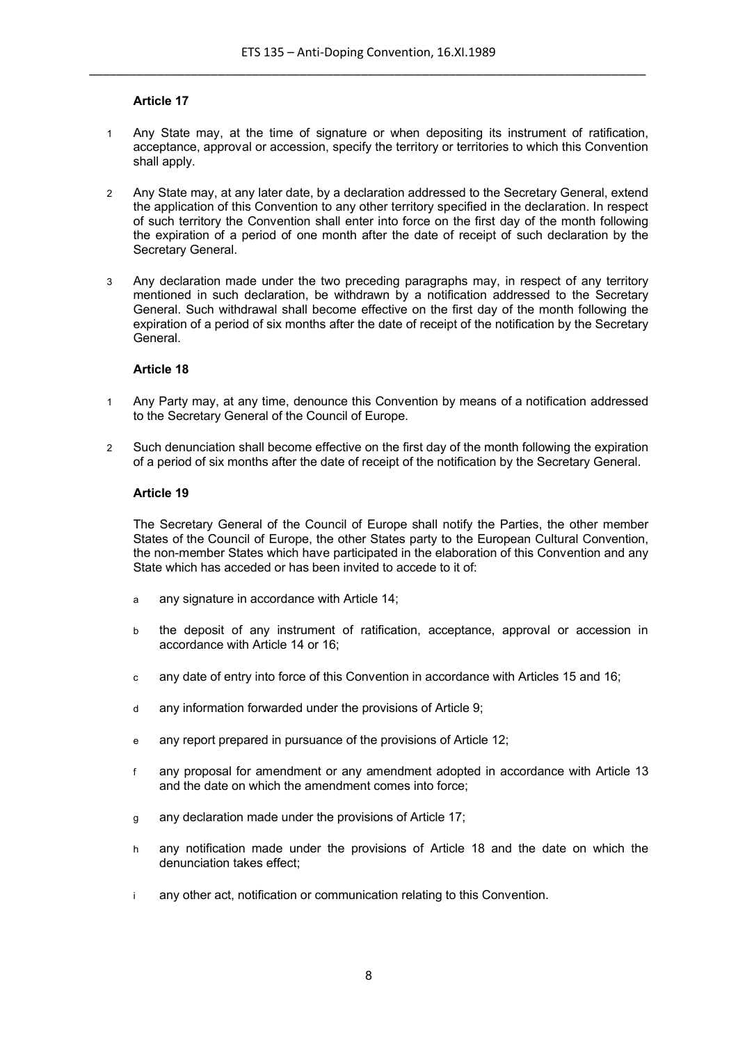**Article 17**

1 Any State may, at the time of signature or when depositing its instrument of ratification, acceptance, approval or accession, specify the territory or territories to which this Convention shall apply.

2 Any State may, at any later date, by a declaration addressed to the Secretary General, extend the application of this Convention to any other territory specified in the declaration. In respect of such territory the Convention shall enter into force on the first day of the month following the expiration of a period of one month after the date of receipt of such declaration by the Secretary General.

3 Any declaration made under the two preceding paragraphs may, in respect of any territory mentioned in such declaration, be withdrawn by a notification addressed to the Secretary General. Such withdrawal shall become effective on the first day of the month following the expiration of a period of six months after the date of receipt of the notification by the Secretary General.

**Article 18**

1 Any Party may, at any time, denounce this Convention by means of a notification addressed to the Secretary General of the Council of Europe.

2 Such denunciation shall become effective on the first day of the month following the expiration of a period of six months after the date of receipt of the notification by the Secretary General.

**Article 19**

The Secretary General of the Council of Europe shall notify the Parties, the other member States of the Council of Europe, the other States party to the European Cultural Convention, the non-member States which have participated in the elaboration of this Convention and any State which has acceded or has been invited to accede to it of:

a any signature in accordance with Article 14;

b the deposit of any instrument of ratification, acceptance, approval or accession in accordance with Article 14 or 16;

c any date of entry into force of this Convention in accordance with Articles 15 and 16;

d any information forwarded under the provisions of Article 9;

e any report prepared in pursuance of the provisions of Article 12;

f any proposal for amendment or any amendment adopted in accordance with Article 13 and the date on which the amendment comes into force;

g any declaration made under the provisions of Article 17;

h any notification made under the provisions of Article 18 and the date on which the denunciation takes effect;

i any other act, notification or communication relating to this Convention.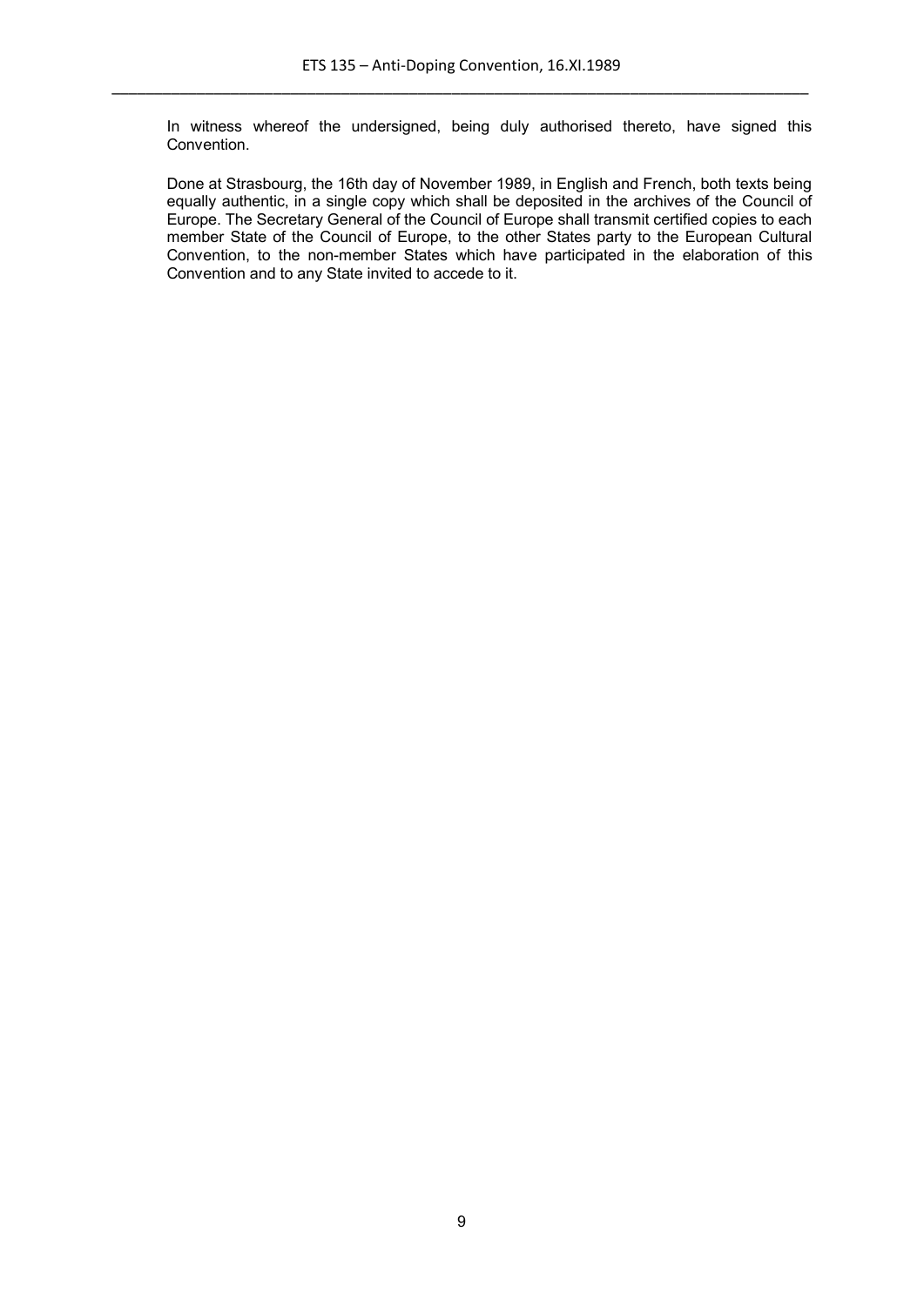In witness whereof the undersigned, being duly authorised thereto, have signed this Convention.

Done at Strasbourg, the 16th day of November 1989, in English and French, both texts being equally authentic, in a single copy which shall be deposited in the archives of the Council of Europe. The Secretary General of the Council of Europe shall transmit certified copies to each member State of the Council of Europe, to the other States party to the European Cultural Convention, to the non-member States which have participated in the elaboration of this Convention and to any State invited to accede to it.